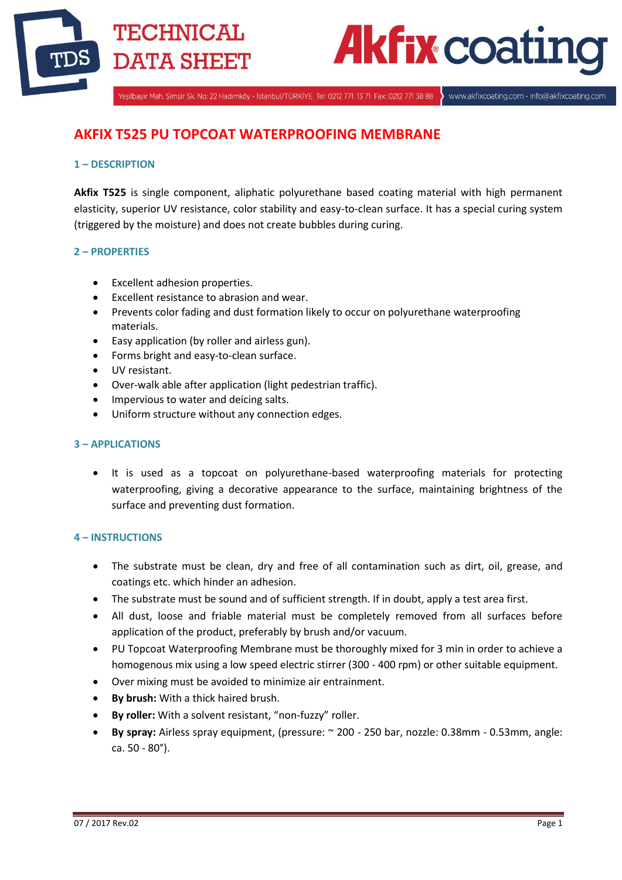# AKFIX T525 PU TOPCOAT WATERPROOFING MEMBRANE

## 1 – DESCRIPTION

**Akfix T525** is single component, aliphatic polyurethane based coating material with high permanent elasticity, superior UV resistance, color stability and easy-to-clean surface. It has a special curing system (triggered by the moisture) and does not create bubbles during curing.

## 2 – PROPERTIES

- Excellent adhesion properties.
- Excellent resistance to abrasion and wear.
- Prevents color fading and dust formation likely to occur on polyurethane waterproofing materials.
- Easy application (by roller and airless gun).
- Forms bright and easy-to-clean surface.
- UV resistant.
- Over-walk able after application (light pedestrian traffic).
- Impervious to water and deicing salts.
- Uniform structure without any connection edges.

## 3 – APPLICATIONS

- It is used as a topcoat on polyurethane-based waterproofing materials for protecting waterproofing, giving a decorative appearance to the surface, maintaining brightness of the surface and preventing dust formation.

## 4 – INSTRUCTIONS

- The substrate must be clean, dry and free of all contamination such as dirt, oil, grease, and coatings etc. which hinder an adhesion.
- The substrate must be sound and of sufficient strength. If in doubt, apply a test area first.
- All dust, loose and friable material must be completely removed from all surfaces before application of the product, preferably by brush and/or vacuum.
- PU Topcoat Waterproofing Membrane must be thoroughly mixed for 3 min in order to achieve a homogenous mix using a low speed electric stirrer (300 - 400 rpm) or other suitable equipment.
- Over mixing must be avoided to minimize air entrainment.
- **By brush:** With a thick haired brush.
- **By roller:** With a solvent resistant, "non-fuzzy" roller.
- **By spray:** Airless spray equipment, (pressure: ~ 200 - 250 bar, nozzle: 0.38mm - 0.53mm, angle: ca. 50 - 80°).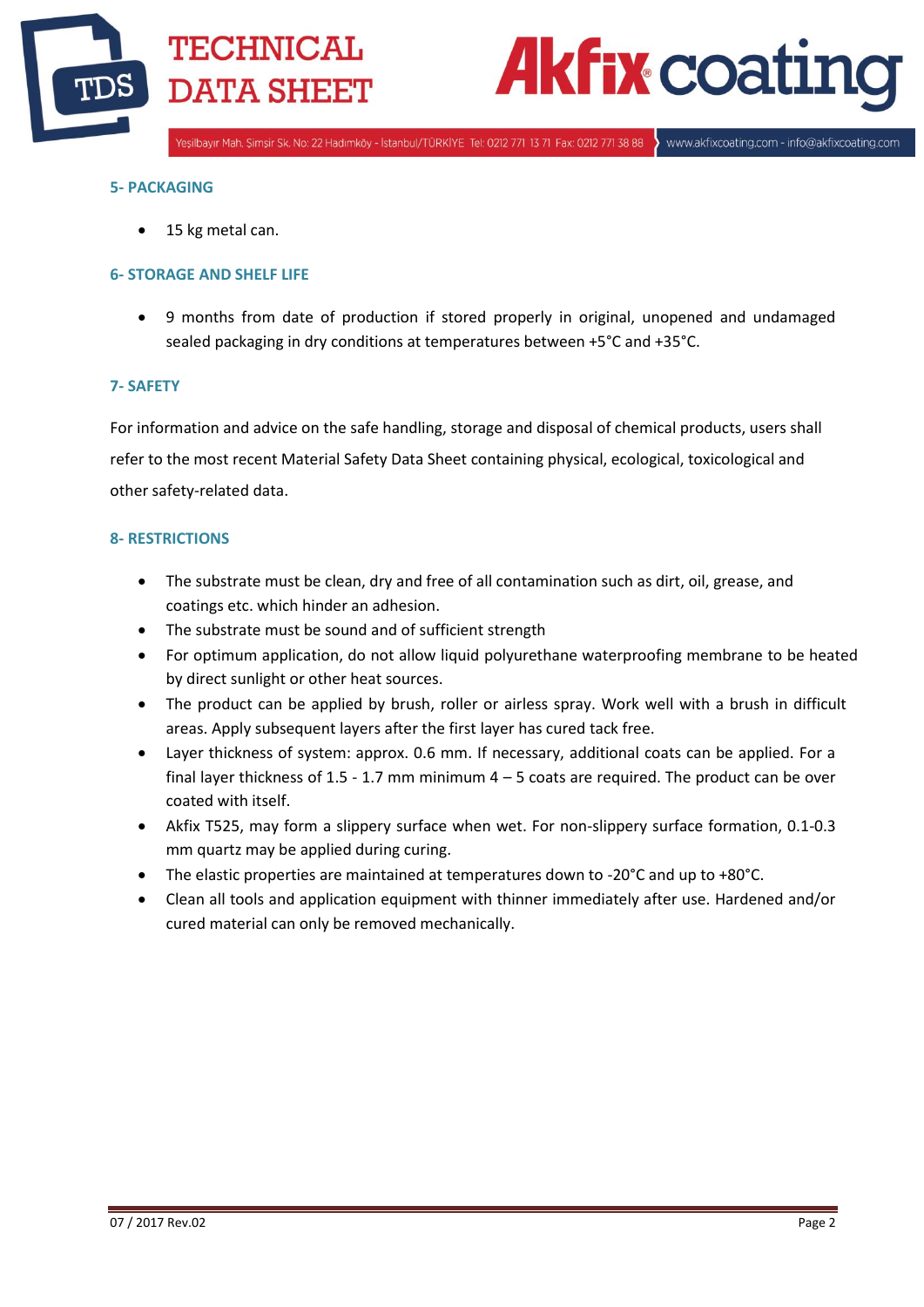## 5- PACKAGING

- 15 kg metal can.

## 6- STORAGE AND SHELF LIFE

- 9 months from date of production if stored properly in original, unopened and undamaged sealed packaging in dry conditions at temperatures between +5°C and +35°C.

## 7- SAFETY

For information and advice on the safe handling, storage and disposal of chemical products, users shall refer to the most recent Material Safety Data Sheet containing physical, ecological, toxicological and other safety-related data.

## 8- RESTRICTIONS

- The substrate must be clean, dry and free of all contamination such as dirt, oil, grease, and coatings etc. which hinder an adhesion.
- The substrate must be sound and of sufficient strength
- For optimum application, do not allow liquid polyurethane waterproofing membrane to be heated by direct sunlight or other heat sources.
- The product can be applied by brush, roller or airless spray. Work well with a brush in difficult areas. Apply subsequent layers after the first layer has cured tack free.
- Layer thickness of system: approx. 0.6 mm. If necessary, additional coats can be applied. For a final layer thickness of 1.5 - 1.7 mm minimum 4 – 5 coats are required. The product can be over coated with itself.
- Akfix T525, may form a slippery surface when wet. For non-slippery surface formation, 0.1-0.3 mm quartz may be applied during curing.
- The elastic properties are maintained at temperatures down to -20°C and up to +80°C.
- Clean all tools and application equipment with thinner immediately after use. Hardened and/or cured material can only be removed mechanically.

07 / 2017 Rev.02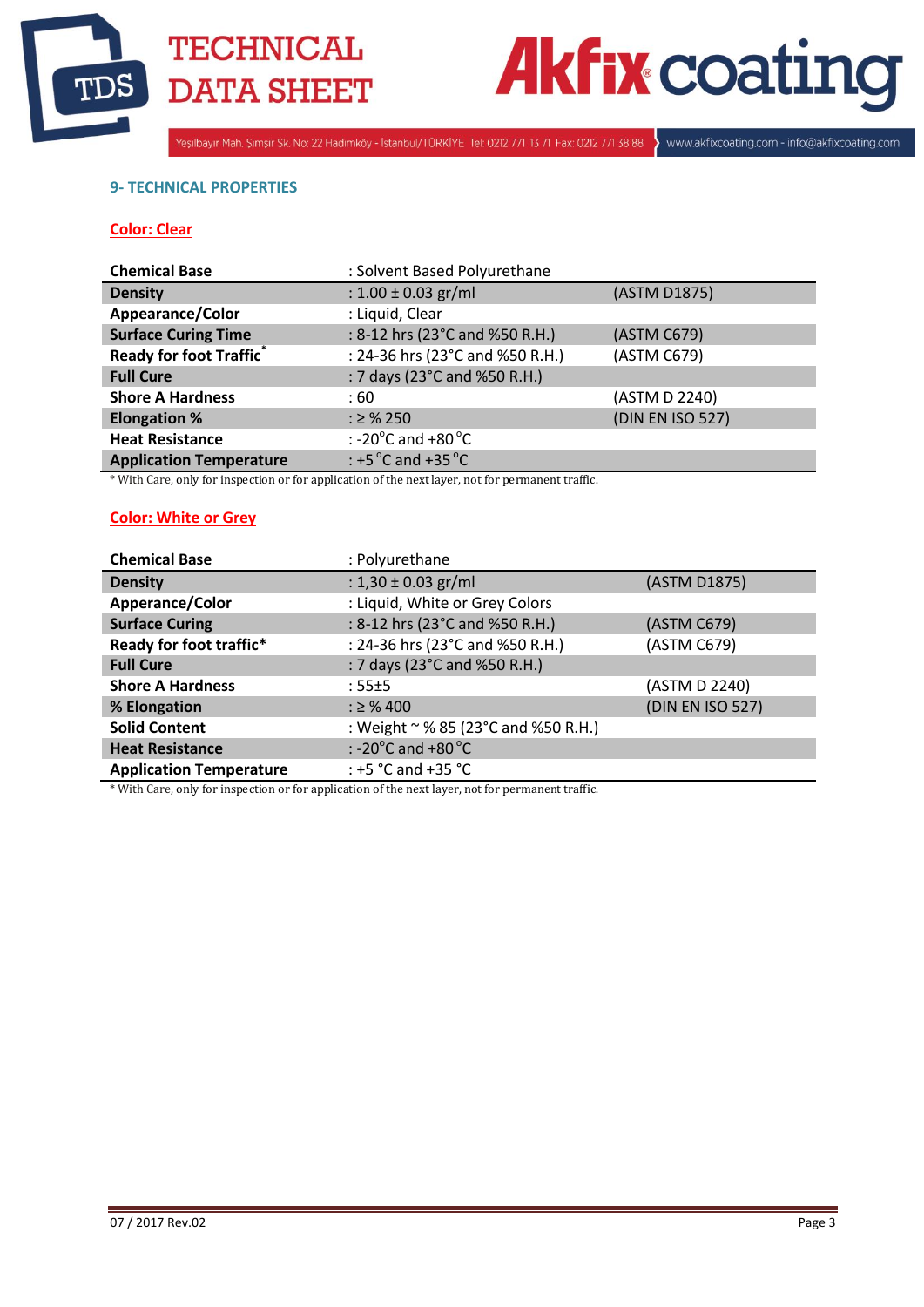## 9- TECHNICAL PROPERTIES

**Color: Clear**

| | | |
|---|---|---|
| **Chemical Base** | : Solvent Based Polyurethane | |
| **Density** | : 1.00 ± 0.03 gr/ml | (ASTM D1875) |
| **Appearance/Color** | : Liquid, Clear | |
| **Surface Curing Time** | : 8-12 hrs (23°C and %50 R.H.) | (ASTM C679) |
| **Ready for foot Traffic*** | : 24-36 hrs (23°C and %50 R.H.) | (ASTM C679) |
| **Full Cure** | : 7 days (23°C and %50 R.H.) | |
| **Shore A Hardness** | : 60 | (ASTM D 2240) |
| **Elongation %** | : ≥ % 250 | (DIN EN ISO 527) |
| **Heat Resistance** | : -20°C and +80°C | |
| **Application Temperature** | : +5°C and +35°C | |

* With Care, only for inspection or for application of the next layer, not for permanent traffic.

**Color: White or Grey**

| | | |
|---|---|---|
| **Chemical Base** | : Polyurethane | |
| **Density** | : 1,30 ± 0.03 gr/ml | (ASTM D1875) |
| **Apperance/Color** | : Liquid, White or Grey Colors | |
| **Surface Curing** | : 8-12 hrs (23°C and %50 R.H.) | (ASTM C679) |
| **Ready for foot traffic*** | : 24-36 hrs (23°C and %50 R.H.) | (ASTM C679) |
| **Full Cure** | : 7 days (23°C and %50 R.H.) | |
| **Shore A Hardness** | : 55±5 | (ASTM D 2240) |
| **% Elongation** | : ≥ % 400 | (DIN EN ISO 527) |
| **Solid Content** | : Weight ~ % 85 (23°C and %50 R.H.) | |
| **Heat Resistance** | : -20°C and +80°C | |
| **Application Temperature** | : +5 °C and +35 °C | |

* With Care, only for inspection or for application of the next layer, not for permanent traffic.

07 / 2017 Rev.02